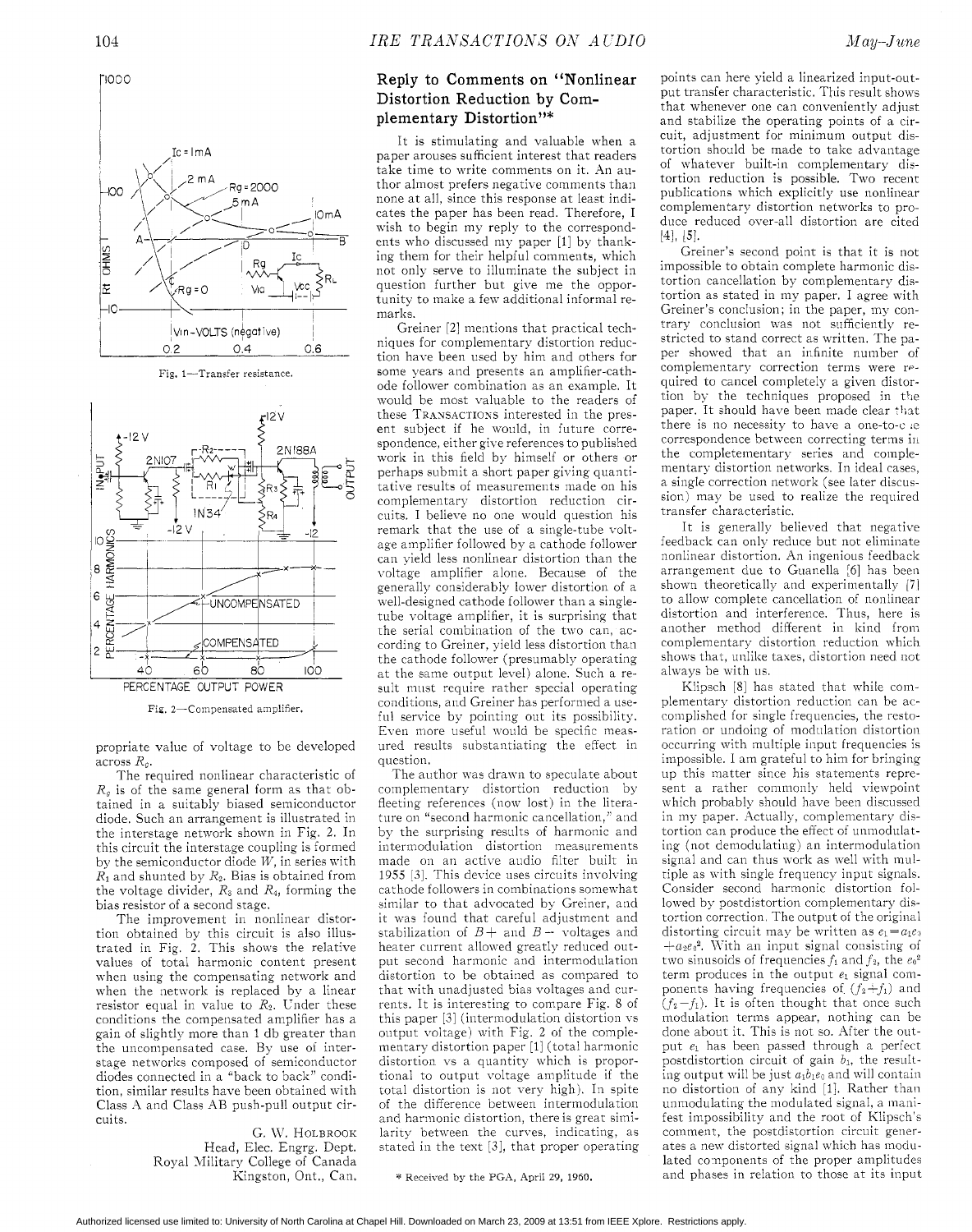Fig. 1—Transfer resistance.

Fig. 2—Compensated amplifier.

propriate value of voltage to be developed across $R_g$.

The required nonlinear characteristic of $R_g$ is of the same general form as that obtained in a suitably biased semiconductor diode. Such an arrangement is illustrated in the interstage network shown in Fig. 2. In this circuit the interstage coupling is formed by the semiconductor diode $W$, in series with $R_1$ and shunted by $R_2$. Bias is obtained from the voltage divider, $R_3$ and $R_4$, forming the bias resistor of a second stage.

The improvement in nonlinear distortion obtained by this circuit is also illustrated in Fig. 2. This shows the relative values of total harmonic content present when using the compensating network and when the network is replaced by a linear resistor equal in value to $R_2$. Under these conditions the compensated amplifier has a gain of slightly more than 1 db greater than the uncompensated case. By use of interstage networks composed of semiconductor diodes connected in a "back to back" condition, similar results have been obtained with Class A and Class AB push-pull output circuits.

G. W. HOLBROOK
Head, Elec. Engrg. Dept.
Royal Military College of Canada
Kingston, Ont., Can.

## Reply to Comments on "Nonlinear Distortion Reduction by Complementary Distortion"*

It is stimulating and valuable when a paper arouses sufficient interest that readers take time to write comments on it. An author almost prefers negative comments than none at all, since this response at least indicates the paper has been read. Therefore, I wish to begin my reply to the correspondents who discussed my paper [1] by thanking them for their helpful comments, which not only serve to illuminate the subject in question further but give me the opportunity to make a few additional informal remarks.

Greiner [2] mentions that practical techniques for complementary distortion reduction have been used by him and others for some years and presents an amplifier-cathode follower combination as an example. It would be most valuable to the readers of these TRANSACTIONS interested in the present subject if he would, in future correspondence, either give references to published work in this field by himself or others or perhaps submit a short paper giving quantitative results of measurements made on his complementary distortion reduction circuits. I believe no one would question his remark that the use of a single-tube voltage amplifier followed by a cathode follower can yield less nonlinear distortion than the voltage amplifier alone. Because of the generally considerably lower distortion of a well-designed cathode follower than a single-tube voltage amplifier, it is surprising that the serial combination of the two can, according to Greiner, yield less distortion than the cathode follower (presumably operating at the same output level) alone. Such a result must require rather special operating conditions, and Greiner has performed a useful service by pointing out its possibility. Even more useful would be specific measured results substantiating the effect in question.

The author was drawn to speculate about complementary distortion reduction by fleeting references (now lost) in the literature on "second harmonic cancellation," and by the surprising results of harmonic and intermodulation distortion measurements made on an active audio filter built in 1955 [3]. This device uses circuits involving cathode followers in combinations somewhat similar to that advocated by Greiner, and it was found that careful adjustment and stabilization of $B+$ and $B-$ voltages and heater current allowed greatly reduced output second harmonic and intermodulation distortion to be obtained as compared to that with unadjusted bias voltages and currents. It is interesting to compare Fig. 8 of this paper [3] (intermodulation distortion vs output voltage) with Fig. 2 of the complementary distortion paper [1] (total harmonic distortion vs a quantity which is proportional to output voltage amplitude if the total distortion is not very high). In spite of the difference between intermodulation and harmonic distortion, there is great similarity between the curves, indicating, as stated in the text [3], that proper operating points can here yield a linearized input-output transfer characteristic. This result shows that whenever one can conveniently adjust and stabilize the operating points of a circuit, adjustment for minimum output distortion should be made to take advantage of whatever built-in complementary distortion reduction is possible. Two recent publications which explicitly use nonlinear complementary distortion networks to produce reduced over-all distortion are cited [4], [5].

Greiner's second point is that it is not impossible to obtain complete harmonic distortion cancellation by complementary distortion as stated in my paper. I agree with Greiner's conclusion; in the paper, my contrary conclusion was not sufficiently restricted to stand correct as written. The paper showed that an infinite number of complementary correction terms were required to cancel completely a given distortion by the techniques proposed in the paper. It should have been made clear that there is no necessity to have a one-to-one correspondence between correcting terms in the completementary series and complementary distortion networks. In ideal cases, a single correction network (see later discussion) may be used to realize the required transfer characteristic.

It is generally believed that negative feedback can only reduce but not eliminate nonlinear distortion. An ingenious feedback arrangement due to Guanella [6] has been shown theoretically and experimentally [7] to allow complete cancellation of nonlinear distortion and interference. Thus, here is another method different in kind from complementary distortion reduction which shows that, unlike taxes, distortion need not always be with us.

Klipsch [8] has stated that while complementary distortion reduction can be accomplished for single frequencies, the restoration or undoing of modulation distortion occurring with multiple input frequencies is impossible. I am grateful to him for bringing up this matter since his statements represent a rather commonly held viewpoint which probably should have been discussed in my paper. Actually, complementary distortion can produce the effect of unmodulating (not demodulating) an intermodulation signal and can thus work as well with multiple as with single frequency input signals. Consider second harmonic distortion followed by postdistortion complementary distortion correction. The output of the original distorting circuit may be written as $e_1 = a_1e_0 + a_2e_0^2$. With an input signal consisting of two sinusoids of frequencies $f_1$ and $f_2$, the $e_0^2$ term produces in the output $e_1$ signal components having frequencies of $(f_2+f_1)$ and $(f_2-f_1)$. It is often thought that once such modulation terms appear, nothing can be done about it. This is not so. After the output $e_1$ has been passed through a perfect postdistortion circuit of gain $b_1$, the resulting output will be just $a_1b_1e_0$ and will contain no distortion of any kind [1]. Rather than unmodulating the modulated signal, a manifest impossibility and the root of Klipsch's comment, the postdistortion circuit generates a new distorted signal which has modulated components of the proper amplitudes and phases in relation to those at its input

\* Received by the PGA, April 29, 1960.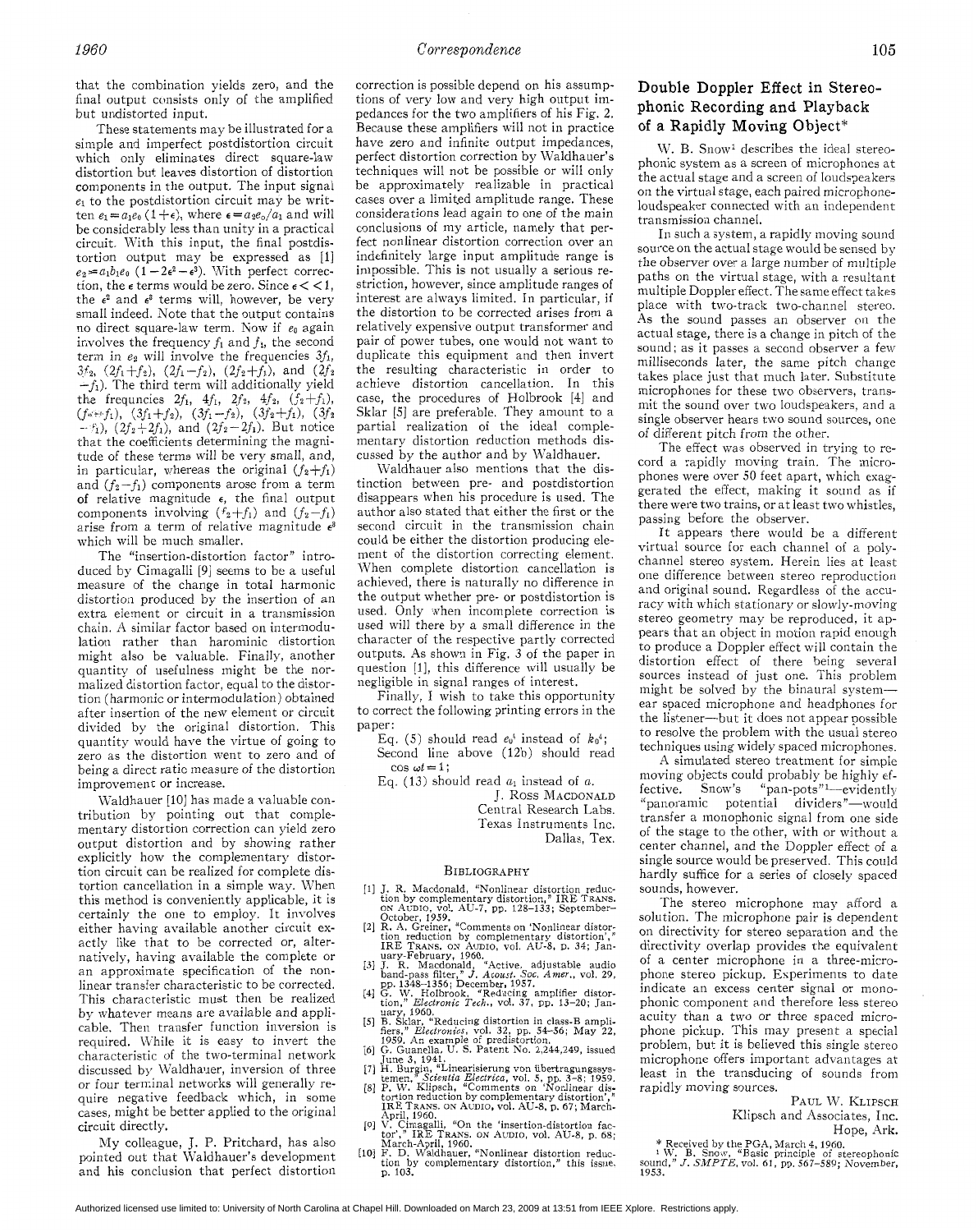that the combination yields zero, and the final output consists only of the amplified but undistorted input.

These statements may be illustrated for a simple and imperfect postdistortion circuit which only eliminates direct square-law distortion but leaves distortion of distortion components in the output. The input signal $e_1$ to the postdistortion circuit may be written $e_1 = a_1 e_0 (1+\epsilon)$, where $\epsilon = a_2 e_0 / a_1$ and will be considerably less than unity in a practical circuit. With this input, the final postdistortion output may be expressed as [1] $e_2 = a_1 b_1 e_0 (1 - 2\epsilon^2 - \epsilon^3)$. With perfect correction, the $\epsilon$ terms would be zero. Since $\epsilon < 1$, the $\epsilon^2$ and $\epsilon^3$ terms will, however, be very small indeed. Note that the output contains no direct square-law term. Now if $e_0$ again involves the frequency $f_1$ and $f_2$, the second term in $e_2$ will involve the frequencies $3f_1$, $3f_2$, $(2f_1+f_2)$, $(2f_1-f_2)$, $(2f_2+f_1)$, and $(2f_2-f_1)$. The third term will additionally yield the frequncies $2f_1$, $4f_1$, $2f_2$, $4f_2$, $(f_2+f_1)$, $(f_2-f_1)$, $(3f_1+f_2)$, $(3f_1-f_2)$, $(3f_2+f_1)$, $(3f_2-f_1)$, $(2f_2+2f_1)$, and $(2f_2-2f_1)$. But notice that the coefficients determining the magnitude of these terms will be very small, and, in particular, whereas the original $(f_2+f_1)$ and $(f_2-f_1)$ components arose from a term of relative magnitude $\epsilon$, the final output components involving $(f_2+f_1)$ and $(f_2-f_1)$ arise from a term of relative magnitude $\epsilon^3$ which will be much smaller.

The "insertion-distortion factor" introduced by Cimagalli [9] seems to be a useful measure of the change in total harmonic distortion produced by the insertion of an extra element or circuit in a transmission chain. A similar factor based on intermodulation rather than harominic distortion might also be valuable. Finally, another quantity of usefulness might be the normalized distortion factor, equal to the distortion (harmonic or intermodulation) obtained after insertion of the new element or circuit divided by the original distortion. This quantity would have the virtue of going to zero as the distortion went to zero and of being a direct ratio measure of the distortion improvement or increase.

Waldhauer [10] has made a valuable contribution by pointing out that complementary distortion correction can yield zero output distortion and by showing rather explicitly how the complementary distortion circuit can be realized for complete distortion cancellation in a simple way. When this method is conveniently applicable, it is certainly the one to employ. It involves either having available another circuit exactly like that to be corrected or, alternatively, having available the complete or an approximate specification of the nonlinear transfer characteristic to be corrected. This characteristic must then be realized by whatever means are available and applicable. Then transfer function inversion is required. While it is easy to invert the characteristic of the two-terminal network discussed by Waldhauer, inversion of three or four terminal networks will generally require negative feedback which, in some cases, might be better applied to the original circuit directly.

My colleague, J. P. Pritchard, has also pointed out that Waldhauer's development and his conclusion that perfect distortion correction is possible depend on his assumptions of very low and very high output impedances for the two amplifiers of his Fig. 2. Because these amplifiers will not in practice have zero and infinite output impedances, perfect distortion correction by Waldhauer's techniques will not be possible or will only be approximately realizable in practical cases over a limited amplitude range. These considerations lead again to one of the main conclusions of my article, namely that perfect nonlinear distortion correction over an indefinitely large input amplitude range is impossible. This is not usually a serious restriction, however, since amplitude ranges of interest are always limited. In particular, if the distortion to be corrected arises from a relatively expensive output transformer and pair of power tubes, one would not want to duplicate this equipment and then invert the resulting characteristic in order to achieve distortion cancellation. In this case, the procedures of Holbrook [4] and Sklar [5] are preferable. They amount to a partial realization of the ideal complementary distortion reduction methods discussed by the author and by Waldhauer.

Waldhauer also mentions that the distinction between pre- and postdistortion disappears when his procedure is used. The author also stated that either the first or the second circuit in the transmission chain could be either the distortion producing element of the distortion correcting element. When complete distortion cancellation is achieved, there is naturally no difference in the output whether pre- or postdistortion is used. Only when incomplete correction is used will there by a small difference in the character of the respective partly corrected outputs. As shown in Fig. 3 of the paper in question [1], this difference will usually be negligible in signal ranges of interest.

Finally, I wish to take this opportunity to correct the following printing errors in the paper:

Eq. (5) should read $e_0^4$ instead of $k_0^4$;
Second line above (12b) should read $\cos \omega t = 1$;

Eq. (13) should read $a_1$ instead of $a$.

J. Ross Macdonald
Central Research Labs.
Texas Instruments Inc.
Dallas, Tex.

## Bibliography

[1] J. R. Macdonald, "Nonlinear distortion reduction by complementary distortion," IRE Trans. on Audio, vol. AU-7, pp. 128–133; September–October, 1959.

[2] R. A. Greiner, "Comments on 'Nonlinear distortion reduction by complementary distortion'," IRE Trans. on Audio, vol. AU-8, p. 34; January-February, 1960.

[3] J. R. Macdonald, "Active, adjustable audio band-pass filter," J. Acoust. Soc. Amer., vol. 29, pp. 1348–1356; December, 1957.

[4] G. W. Holbrook, "Reducing amplifier distortion," Electronic Tech., vol. 37, pp. 13–20; January, 1960.

[5] B. Sklar, "Reducing distortion in class-B amplifiers," Electronics, vol. 32, pp. 54–56; May 22, 1959. An example of predistortion.

[6] G. Guanella, U. S. Patent No. 2,244,249, issued June 3, 1941.

[7] H. Burgin, "Linearisierung von übertragungssystemen," Scientia Electrica, vol. 5, pp. 3–8; 1959.

[8] P. W. Klipsch, "Comments on 'Nonlinear distortion reduction by complementary distortion'," IRE Trans. on Audio, vol. AU-8, p. 67; March-April, 1960.

[9] V. Cimagalli, "On the 'insertion-distortion factor'," IRE Trans. on Audio, vol. AU-8, p. 68; March-April, 1960.

[10] F. D. Waldhauer, "Nonlinear distortion reduction by complementary distortion," this issue, p. 103.

# Double Doppler Effect in Stereophonic Recording and Playback of a Rapidly Moving Object*

W. B. Snow[1] describes the ideal stereophonic system as a screen of microphones at the actual stage and a screen of loudspeakers on the virtual stage, each paired microphone-loudspeaker connected with an independent transmission channel.

In such a system, a rapidly moving sound source on the actual stage would be sensed by the observer over a large number of multiple paths on the virtual stage, with a resultant multiple Doppler effect. The same effect takes place with two-track two-channel stereo. As the sound passes an observer on the actual stage, there is a change in pitch of the sound; as it passes a second observer a few milliseconds later, the same pitch change takes place just that much later. Substitute microphones for these two observers, transmit the sound over two loudspeakers, and a single observer hears two sound sources, one of different pitch from the other.

The effect was observed in trying to record a rapidly moving train. The microphones were over 50 feet apart, which exaggerated the effect, making it sound as if there were two trains, or at least two whistles, passing before the observer.

It appears there would be a different virtual source for each channel of a polychannel stereo system. Herein lies at least one difference between stereo reproduction and original sound. Regardless of the accuracy with which stationary or slowly-moving stereo geometry may be reproduced, it appears that an object in motion rapid enough to produce a Doppler effect will contain the distortion effect of there being several sources instead of just one. This problem might be solved by the binaural system—ear spaced microphone and headphones for the listener—but it does not appear possible to resolve the problem with the usual stereo techniques using widely spaced microphones.

A simulated stereo treatment for simple moving objects could probably be highly effective. Snow's "pan-pots"[1]—evidently "panoramic potential dividers"—would transfer a monophonic signal from one side of the stage to the other, with or without a center channel, and the Doppler effect of a single source would be preserved. This could hardly suffice for a series of closely spaced sounds, however.

The stereo microphone may afford a solution. The microphone pair is dependent on directivity for stereo separation and the directivity overlap provides the equivalent of a center microphone in a three-microphone stereo pickup. Experiments to date indicate an excess center signal or monophonic component and therefore less stereo acuity than a two or three spaced microphone pickup. This may present a special problem, but it is believed this single stereo microphone offers important advantages at least in the transducing of sounds from rapidly moving sources.

Paul W. Klipsch
Klipsch and Associates, Inc.
Hope, Ark.

\* Received by the PGA, March 4, 1960.

[1] W. B. Snow, "Basic principle of stereophonic sound," J. SMPTE, vol. 61, pp. 567–589; November, 1953.